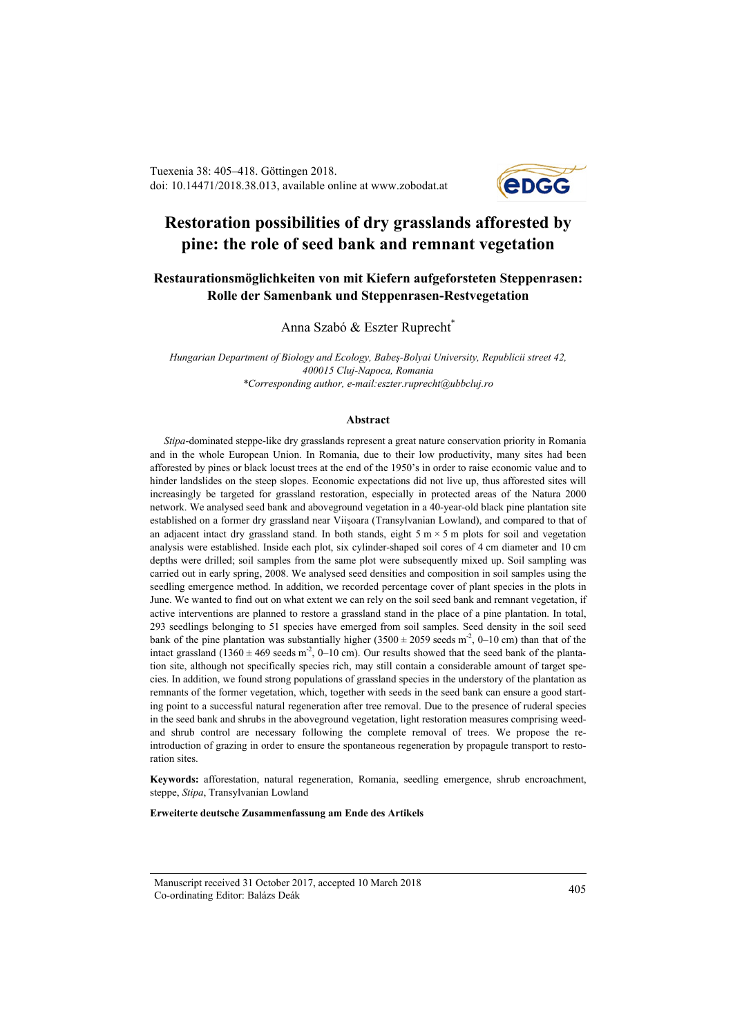Tuexenia 38: 405–418. Göttingen 2018.
doi: 10.14471/2018.38.013, available online at www.zobodat.at

# Restoration possibilities of dry grasslands afforested by pine: the role of seed bank and remnant vegetation

## Restaurationsmöglichkeiten von mit Kiefern aufgeforsteten Steppenrasen: Rolle der Samenbank und Steppenrasen-Restvegetation

Anna Szabó & Eszter Ruprecht*

*Hungarian Department of Biology and Ecology, Babeş-Bolyai University, Republicii street 42, 400015 Cluj-Napoca, Romania*
*\*Corresponding author, e-mail:eszter.ruprecht@ubbcluj.ro*

### Abstract

*Stipa*-dominated steppe-like dry grasslands represent a great nature conservation priority in Romania and in the whole European Union. In Romania, due to their low productivity, many sites had been afforested by pines or black locust trees at the end of the 1950's in order to raise economic value and to hinder landslides on the steep slopes. Economic expectations did not live up, thus afforested sites will increasingly be targeted for grassland restoration, especially in protected areas of the Natura 2000 network. We analysed seed bank and aboveground vegetation in a 40-year-old black pine plantation site established on a former dry grassland near Viişoara (Transylvanian Lowland), and compared to that of an adjacent intact dry grassland stand. In both stands, eight 5 m × 5 m plots for soil and vegetation analysis were established. Inside each plot, six cylinder-shaped soil cores of 4 cm diameter and 10 cm depths were drilled; soil samples from the same plot were subsequently mixed up. Soil sampling was carried out in early spring, 2008. We analysed seed densities and composition in soil samples using the seedling emergence method. In addition, we recorded percentage cover of plant species in the plots in June. We wanted to find out on what extent we can rely on the soil seed bank and remnant vegetation, if active interventions are planned to restore a grassland stand in the place of a pine plantation. In total, 293 seedlings belonging to 51 species have emerged from soil samples. Seed density in the soil seed bank of the pine plantation was substantially higher (3500 ± 2059 seeds $m^{-2}$, 0–10 cm) than that of the intact grassland (1360 ± 469 seeds $m^{-2}$, 0–10 cm). Our results showed that the seed bank of the plantation site, although not specifically species rich, may still contain a considerable amount of target species. In addition, we found strong populations of grassland species in the understory of the plantation as remnants of the former vegetation, which, together with seeds in the seed bank can ensure a good starting point to a successful natural regeneration after tree removal. Due to the presence of ruderal species in the seed bank and shrubs in the aboveground vegetation, light restoration measures comprising weed- and shrub control are necessary following the complete removal of trees. We propose the reintroduction of grazing in order to ensure the spontaneous regeneration by propagule transport to restoration sites.

**Keywords:** afforestation, natural regeneration, Romania, seedling emergence, shrub encroachment, steppe, *Stipa*, Transylvanian Lowland

**Erweiterte deutsche Zusammenfassung am Ende des Artikels**

Manuscript received 31 October 2017, accepted 10 March 2018
Co-ordinating Editor: Balázs Deák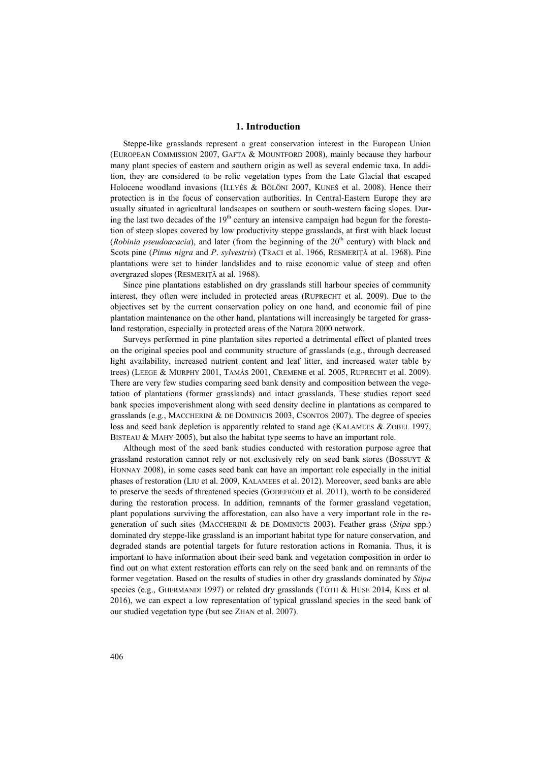## 1. Introduction

Steppe-like grasslands represent a great conservation interest in the European Union (EUROPEAN COMMISSION 2007, GAFTA & MOUNTFORD 2008), mainly because they harbour many plant species of eastern and southern origin as well as several endemic taxa. In addition, they are considered to be relic vegetation types from the Late Glacial that escaped Holocene woodland invasions (ILLYÉS & BÖLÖNI 2007, KUNEŠ et al. 2008). Hence their protection is in the focus of conservation authorities. In Central-Eastern Europe they are usually situated in agricultural landscapes on southern or south-western facing slopes. During the last two decades of the 19th century an intensive campaign had begun for the forestation of steep slopes covered by low productivity steppe grasslands, at first with black locust (*Robinia pseudoacacia*), and later (from the beginning of the 20th century) with black and Scots pine (*Pinus nigra* and *P*. *sylvestris*) (TRACI et al. 1966, RESMERIȚĂ at al. 1968). Pine plantations were set to hinder landslides and to raise economic value of steep and often overgrazed slopes (RESMERIȚĂ at al. 1968).

Since pine plantations established on dry grasslands still harbour species of community interest, they often were included in protected areas (RUPRECHT et al. 2009). Due to the objectives set by the current conservation policy on one hand, and economic fail of pine plantation maintenance on the other hand, plantations will increasingly be targeted for grassland restoration, especially in protected areas of the Natura 2000 network.

Surveys performed in pine plantation sites reported a detrimental effect of planted trees on the original species pool and community structure of grasslands (e.g., through decreased light availability, increased nutrient content and leaf litter, and increased water table by trees) (LEEGE & MURPHY 2001, TAMÁS 2001, CREMENE et al. 2005, RUPRECHT et al. 2009). There are very few studies comparing seed bank density and composition between the vegetation of plantations (former grasslands) and intact grasslands. These studies report seed bank species impoverishment along with seed density decline in plantations as compared to grasslands (e.g., MACCHERINI & DE DOMINICIS 2003, CSONTOS 2007). The degree of species loss and seed bank depletion is apparently related to stand age (KALAMEES & ZOBEL 1997, BISTEAU & MAHY 2005), but also the habitat type seems to have an important role.

Although most of the seed bank studies conducted with restoration purpose agree that grassland restoration cannot rely or not exclusively rely on seed bank stores (BOSSUYT & HONNAY 2008), in some cases seed bank can have an important role especially in the initial phases of restoration (LIU et al. 2009, KALAMEES et al. 2012). Moreover, seed banks are able to preserve the seeds of threatened species (GODEFROID et al. 2011), worth to be considered during the restoration process. In addition, remnants of the former grassland vegetation, plant populations surviving the afforestation, can also have a very important role in the regeneration of such sites (MACCHERINI & DE DOMINICIS 2003). Feather grass (*Stipa* spp.) dominated dry steppe-like grassland is an important habitat type for nature conservation, and degraded stands are potential targets for future restoration actions in Romania. Thus, it is important to have information about their seed bank and vegetation composition in order to find out on what extent restoration efforts can rely on the seed bank and on remnants of the former vegetation. Based on the results of studies in other dry grasslands dominated by *Stipa* species (e.g., GHERMANDI 1997) or related dry grasslands (TÓTH & HÜSE 2014, KISS et al. 2016), we can expect a low representation of typical grassland species in the seed bank of our studied vegetation type (but see ZHAN et al. 2007).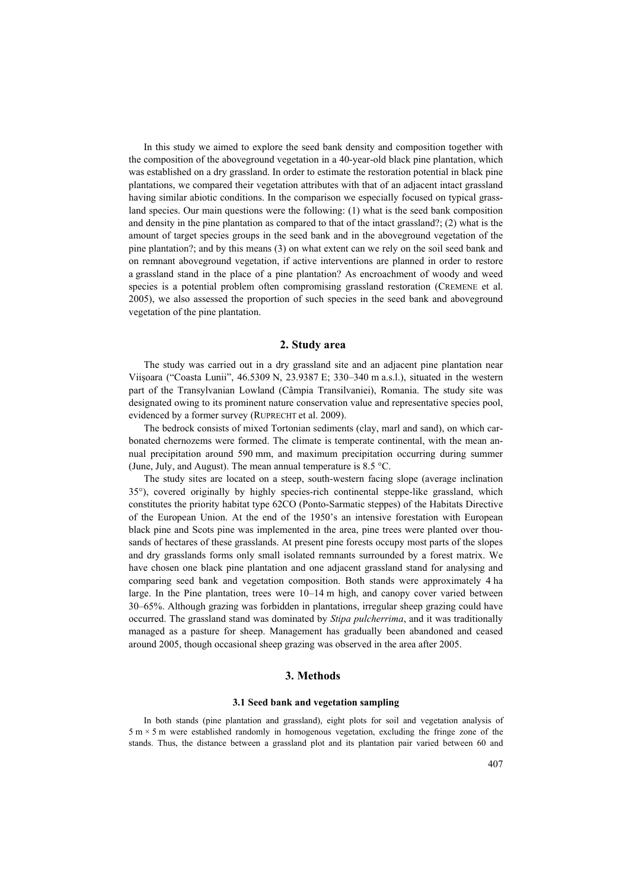In this study we aimed to explore the seed bank density and composition together with the composition of the aboveground vegetation in a 40-year-old black pine plantation, which was established on a dry grassland. In order to estimate the restoration potential in black pine plantations, we compared their vegetation attributes with that of an adjacent intact grassland having similar abiotic conditions. In the comparison we especially focused on typical grassland species. Our main questions were the following: (1) what is the seed bank composition and density in the pine plantation as compared to that of the intact grassland?; (2) what is the amount of target species groups in the seed bank and in the aboveground vegetation of the pine plantation?; and by this means (3) on what extent can we rely on the soil seed bank and on remnant aboveground vegetation, if active interventions are planned in order to restore a grassland stand in the place of a pine plantation? As encroachment of woody and weed species is a potential problem often compromising grassland restoration (CREMENE et al. 2005), we also assessed the proportion of such species in the seed bank and aboveground vegetation of the pine plantation.

## 2. Study area

The study was carried out in a dry grassland site and an adjacent pine plantation near Viişoara ("Coasta Lunii", 46.5309 N, 23.9387 E; 330–340 m a.s.l.), situated in the western part of the Transylvanian Lowland (Câmpia Transilvaniei), Romania. The study site was designated owing to its prominent nature conservation value and representative species pool, evidenced by a former survey (RUPRECHT et al. 2009).

The bedrock consists of mixed Tortonian sediments (clay, marl and sand), on which carbonated chernozems were formed. The climate is temperate continental, with the mean annual precipitation around 590 mm, and maximum precipitation occurring during summer (June, July, and August). The mean annual temperature is 8.5 °C.

The study sites are located on a steep, south-western facing slope (average inclination 35°), covered originally by highly species-rich continental steppe-like grassland, which constitutes the priority habitat type 62CO (Ponto-Sarmatic steppes) of the Habitats Directive of the European Union. At the end of the 1950's an intensive forestation with European black pine and Scots pine was implemented in the area, pine trees were planted over thousands of hectares of these grasslands. At present pine forests occupy most parts of the slopes and dry grasslands forms only small isolated remnants surrounded by a forest matrix. We have chosen one black pine plantation and one adjacent grassland stand for analysing and comparing seed bank and vegetation composition. Both stands were approximately 4 ha large. In the Pine plantation, trees were 10–14 m high, and canopy cover varied between 30–65%. Although grazing was forbidden in plantations, irregular sheep grazing could have occurred. The grassland stand was dominated by *Stipa pulcherrima*, and it was traditionally managed as a pasture for sheep. Management has gradually been abandoned and ceased around 2005, though occasional sheep grazing was observed in the area after 2005.

## 3. Methods

### 3.1 Seed bank and vegetation sampling

In both stands (pine plantation and grassland), eight plots for soil and vegetation analysis of 5 m × 5 m were established randomly in homogenous vegetation, excluding the fringe zone of the stands. Thus, the distance between a grassland plot and its plantation pair varied between 60 and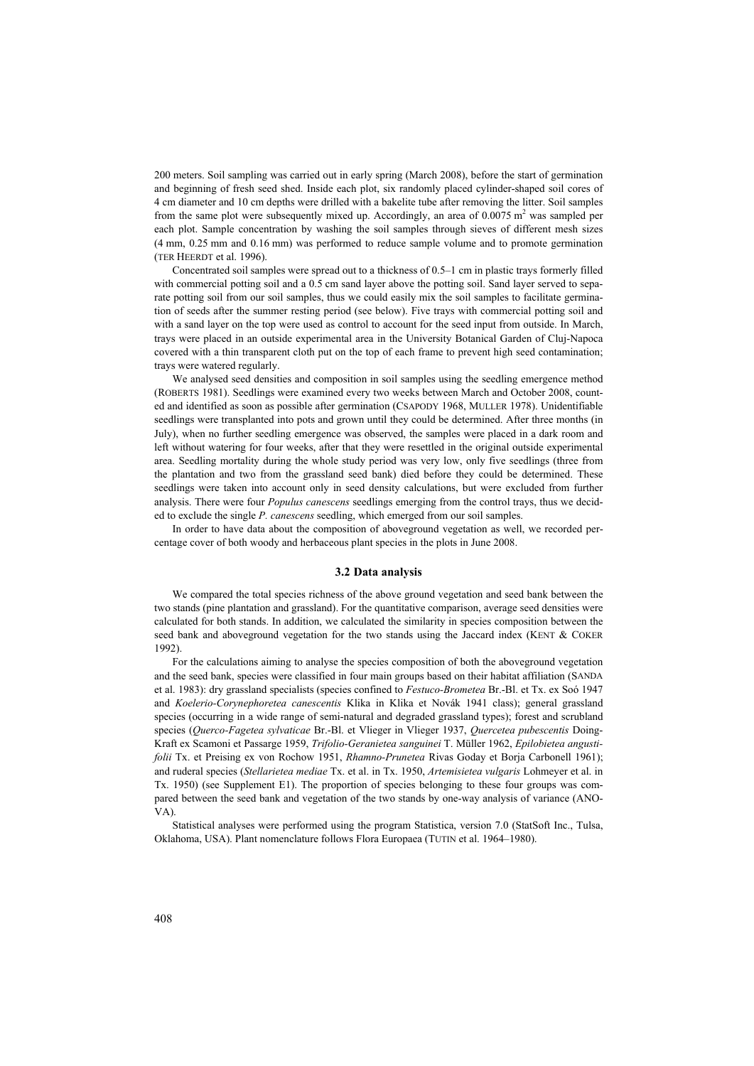200 meters. Soil sampling was carried out in early spring (March 2008), before the start of germination and beginning of fresh seed shed. Inside each plot, six randomly placed cylinder-shaped soil cores of 4 cm diameter and 10 cm depths were drilled with a bakelite tube after removing the litter. Soil samples from the same plot were subsequently mixed up. Accordingly, an area of 0.0075 $m^2$ was sampled per each plot. Sample concentration by washing the soil samples through sieves of different mesh sizes (4 mm, 0.25 mm and 0.16 mm) was performed to reduce sample volume and to promote germination (TER HEERDT et al. 1996).

Concentrated soil samples were spread out to a thickness of 0.5–1 cm in plastic trays formerly filled with commercial potting soil and a 0.5 cm sand layer above the potting soil. Sand layer served to separate potting soil from our soil samples, thus we could easily mix the soil samples to facilitate germination of seeds after the summer resting period (see below). Five trays with commercial potting soil and with a sand layer on the top were used as control to account for the seed input from outside. In March, trays were placed in an outside experimental area in the University Botanical Garden of Cluj-Napoca covered with a thin transparent cloth put on the top of each frame to prevent high seed contamination; trays were watered regularly.

We analysed seed densities and composition in soil samples using the seedling emergence method (ROBERTS 1981). Seedlings were examined every two weeks between March and October 2008, counted and identified as soon as possible after germination (CSAPODY 1968, MULLER 1978). Unidentifiable seedlings were transplanted into pots and grown until they could be determined. After three months (in July), when no further seedling emergence was observed, the samples were placed in a dark room and left without watering for four weeks, after that they were resettled in the original outside experimental area. Seedling mortality during the whole study period was very low, only five seedlings (three from the plantation and two from the grassland seed bank) died before they could be determined. These seedlings were taken into account only in seed density calculations, but were excluded from further analysis. There were four *Populus canescens* seedlings emerging from the control trays, thus we decided to exclude the single *P. canescens* seedling, which emerged from our soil samples.

In order to have data about the composition of aboveground vegetation as well, we recorded percentage cover of both woody and herbaceous plant species in the plots in June 2008.

### 3.2 Data analysis

We compared the total species richness of the above ground vegetation and seed bank between the two stands (pine plantation and grassland). For the quantitative comparison, average seed densities were calculated for both stands. In addition, we calculated the similarity in species composition between the seed bank and aboveground vegetation for the two stands using the Jaccard index (KENT & COKER 1992).

For the calculations aiming to analyse the species composition of both the aboveground vegetation and the seed bank, species were classified in four main groups based on their habitat affiliation (SANDA et al. 1983): dry grassland specialists (species confined to *Festuco-Brometea* Br.-Bl. et Tx. ex Soó 1947 and *Koelerio-Corynephoretea canescentis* Klika in Klika et Novák 1941 class); general grassland species (occurring in a wide range of semi-natural and degraded grassland types); forest and scrubland species (*Querco-Fagetea sylvaticae* Br.-Bl. et Vlieger in Vlieger 1937, *Quercetea pubescentis* Doing-Kraft ex Scamoni et Passarge 1959, *Trifolio-Geranietea sanguinei* T. Müller 1962, *Epilobietea angustifolii* Tx. et Preising ex von Rochow 1951, *Rhamno-Prunetea* Rivas Goday et Borja Carbonell 1961); and ruderal species (*Stellarietea mediae* Tx. et al. in Tx. 1950, *Artemisietea vulgaris* Lohmeyer et al. in Tx. 1950) (see Supplement E1). The proportion of species belonging to these four groups was compared between the seed bank and vegetation of the two stands by one-way analysis of variance (ANOVA).

Statistical analyses were performed using the program Statistica, version 7.0 (StatSoft Inc., Tulsa, Oklahoma, USA). Plant nomenclature follows Flora Europaea (TUTIN et al. 1964–1980).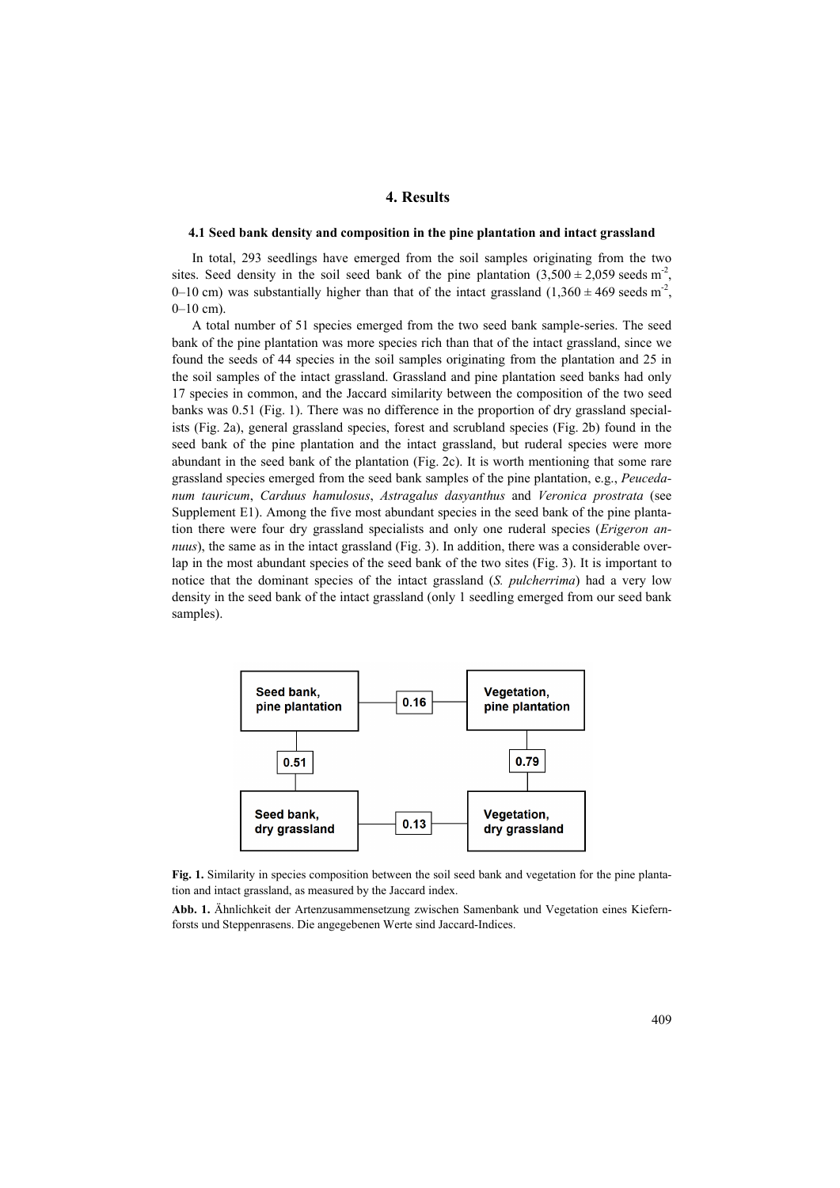# 4. Results

### 4.1 Seed bank density and composition in the pine plantation and intact grassland

In total, 293 seedlings have emerged from the soil samples originating from the two sites. Seed density in the soil seed bank of the pine plantation ($3,500 \pm 2,059$ seeds $m^{-2}$, 0–10 cm) was substantially higher than that of the intact grassland ($1,360 \pm 469$ seeds $m^{-2}$, 0–10 cm).

A total number of 51 species emerged from the two seed bank sample-series. The seed bank of the pine plantation was more species rich than that of the intact grassland, since we found the seeds of 44 species in the soil samples originating from the plantation and 25 in the soil samples of the intact grassland. Grassland and pine plantation seed banks had only 17 species in common, and the Jaccard similarity between the composition of the two seed banks was 0.51 (Fig. 1). There was no difference in the proportion of dry grassland specialists (Fig. 2a), general grassland species, forest and scrubland species (Fig. 2b) found in the seed bank of the pine plantation and the intact grassland, but ruderal species were more abundant in the seed bank of the plantation (Fig. 2c). It is worth mentioning that some rare grassland species emerged from the seed bank samples of the pine plantation, e.g., *Peucedanum tauricum*, *Carduus hamulosus*, *Astragalus dasyanthus* and *Veronica prostrata* (see Supplement E1). Among the five most abundant species in the seed bank of the pine plantation there were four dry grassland specialists and only one ruderal species (*Erigeron annuus*), the same as in the intact grassland (Fig. 3). In addition, there was a considerable overlap in the most abundant species of the seed bank of the two sites (Fig. 3). It is important to notice that the dominant species of the intact grassland (*S. pulcherrima*) had a very low density in the seed bank of the intact grassland (only 1 seedling emerged from our seed bank samples).

| | | |
|---|---|---|
| **Seed bank, pine plantation** | 0.16 | **Vegetation, pine plantation** |
| 0.51 | | 0.79 |
| **Seed bank, dry grassland** | 0.13 | **Vegetation, dry grassland** |

**Fig. 1.** Similarity in species composition between the soil seed bank and vegetation for the pine plantation and intact grassland, as measured by the Jaccard index.

**Abb. 1.** Ähnlichkeit der Artenzusammensetzung zwischen Samenbank und Vegetation eines Kiefernforsts und Steppenrasens. Die angegebenen Werte sind Jaccard-Indices.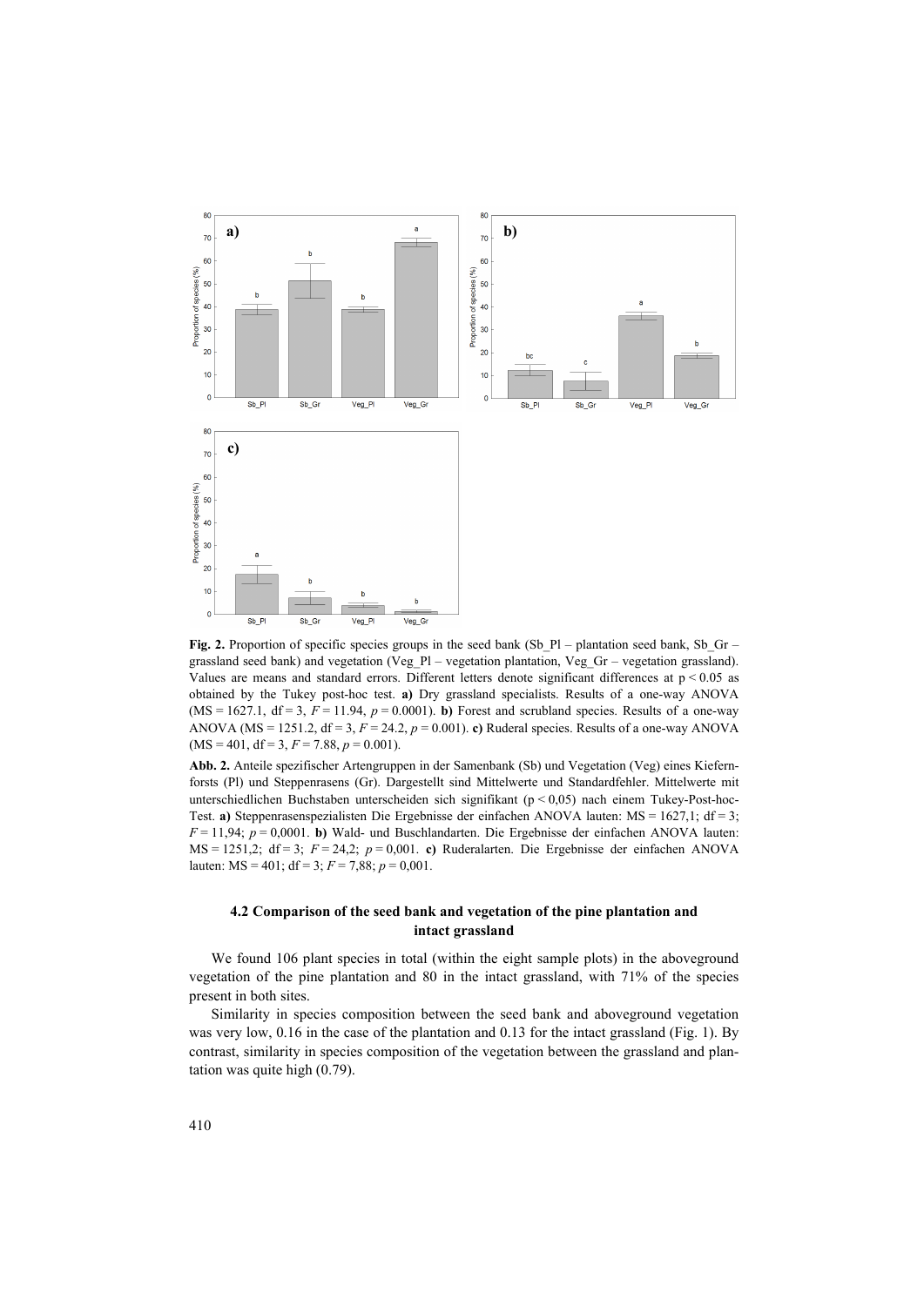**Fig. 2.** Proportion of specific species groups in the seed bank (Sb_Pl – plantation seed bank, Sb_Gr – grassland seed bank) and vegetation (Veg_Pl – vegetation plantation, Veg_Gr – vegetation grassland). Values are means and standard errors. Different letters denote significant differences at $p < 0.05$ as obtained by the Tukey post-hoc test. **a)** Dry grassland specialists. Results of a one-way ANOVA (MS = 1627.1, df = 3, $F = 11.94$, $p = 0.0001$). **b)** Forest and scrubland species. Results of a one-way ANOVA (MS = 1251.2, df = 3, $F = 24.2$, $p = 0.001$). **c)** Ruderal species. Results of a one-way ANOVA (MS = 401, df = 3, $F = 7.88$, $p = 0.001$).

**Abb. 2.** Anteile spezifischer Artengruppen in der Samenbank (Sb) und Vegetation (Veg) eines Kiefernforsts (Pl) und Steppenrasens (Gr). Dargestellt sind Mittelwerte und Standardfehler. Mittelwerte mit unterschiedlichen Buchstaben unterscheiden sich signifikant (p < 0,05) nach einem Tukey-Post-hoc-Test. **a)** Steppenrasenspezialisten Die Ergebnisse der einfachen ANOVA lauten: MS = 1627,1; df = 3; $F = 11{,}94$; $p = 0{,}0001$. **b)** Wald- und Buschlandarten. Die Ergebnisse der einfachen ANOVA lauten: MS = 1251,2; df = 3; $F = 24{,}2$; $p = 0{,}001$. **c)** Ruderalarten. Die Ergebnisse der einfachen ANOVA lauten: MS = 401; df = 3; $F = 7{,}88$; $p = 0{,}001$.

### 4.2 Comparison of the seed bank and vegetation of the pine plantation and intact grassland

We found 106 plant species in total (within the eight sample plots) in the aboveground vegetation of the pine plantation and 80 in the intact grassland, with 71% of the species present in both sites.

Similarity in species composition between the seed bank and aboveground vegetation was very low, 0.16 in the case of the plantation and 0.13 for the intact grassland (Fig. 1). By contrast, similarity in species composition of the vegetation between the grassland and plantation was quite high (0.79).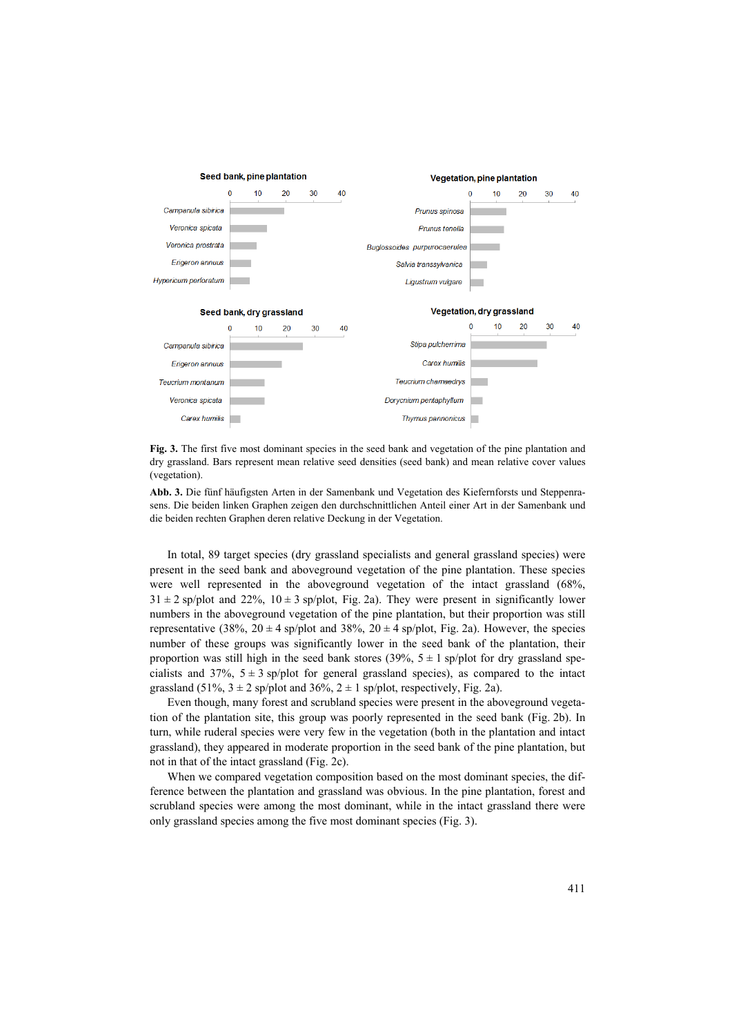**Fig. 3.** The first five most dominant species in the seed bank and vegetation of the pine plantation and dry grassland. Bars represent mean relative seed densities (seed bank) and mean relative cover values (vegetation).

**Abb. 3.** Die fünf häufigsten Arten in der Samenbank und Vegetation des Kiefernforsts und Steppenrasens. Die beiden linken Graphen zeigen den durchschnittlichen Anteil einer Art in der Samenbank und die beiden rechten Graphen deren relative Deckung in der Vegetation.

In total, 89 target species (dry grassland specialists and general grassland species) were present in the seed bank and aboveground vegetation of the pine plantation. These species were well represented in the aboveground vegetation of the intact grassland (68%, $31 \pm 2$ sp/plot and 22%, $10 \pm 3$ sp/plot, Fig. 2a). They were present in significantly lower numbers in the aboveground vegetation of the pine plantation, but their proportion was still representative (38%, $20 \pm 4$ sp/plot and 38%, $20 \pm 4$ sp/plot, Fig. 2a). However, the species number of these groups was significantly lower in the seed bank of the plantation, their proportion was still high in the seed bank stores (39%, $5 \pm 1$ sp/plot for dry grassland specialists and 37%, $5 \pm 3$ sp/plot for general grassland species), as compared to the intact grassland (51%, $3 \pm 2$ sp/plot and 36%, $2 \pm 1$ sp/plot, respectively, Fig. 2a).

Even though, many forest and scrubland species were present in the aboveground vegetation of the plantation site, this group was poorly represented in the seed bank (Fig. 2b). In turn, while ruderal species were very few in the vegetation (both in the plantation and intact grassland), they appeared in moderate proportion in the seed bank of the pine plantation, but not in that of the intact grassland (Fig. 2c).

When we compared vegetation composition based on the most dominant species, the difference between the plantation and grassland was obvious. In the pine plantation, forest and scrubland species were among the most dominant, while in the intact grassland there were only grassland species among the five most dominant species (Fig. 3).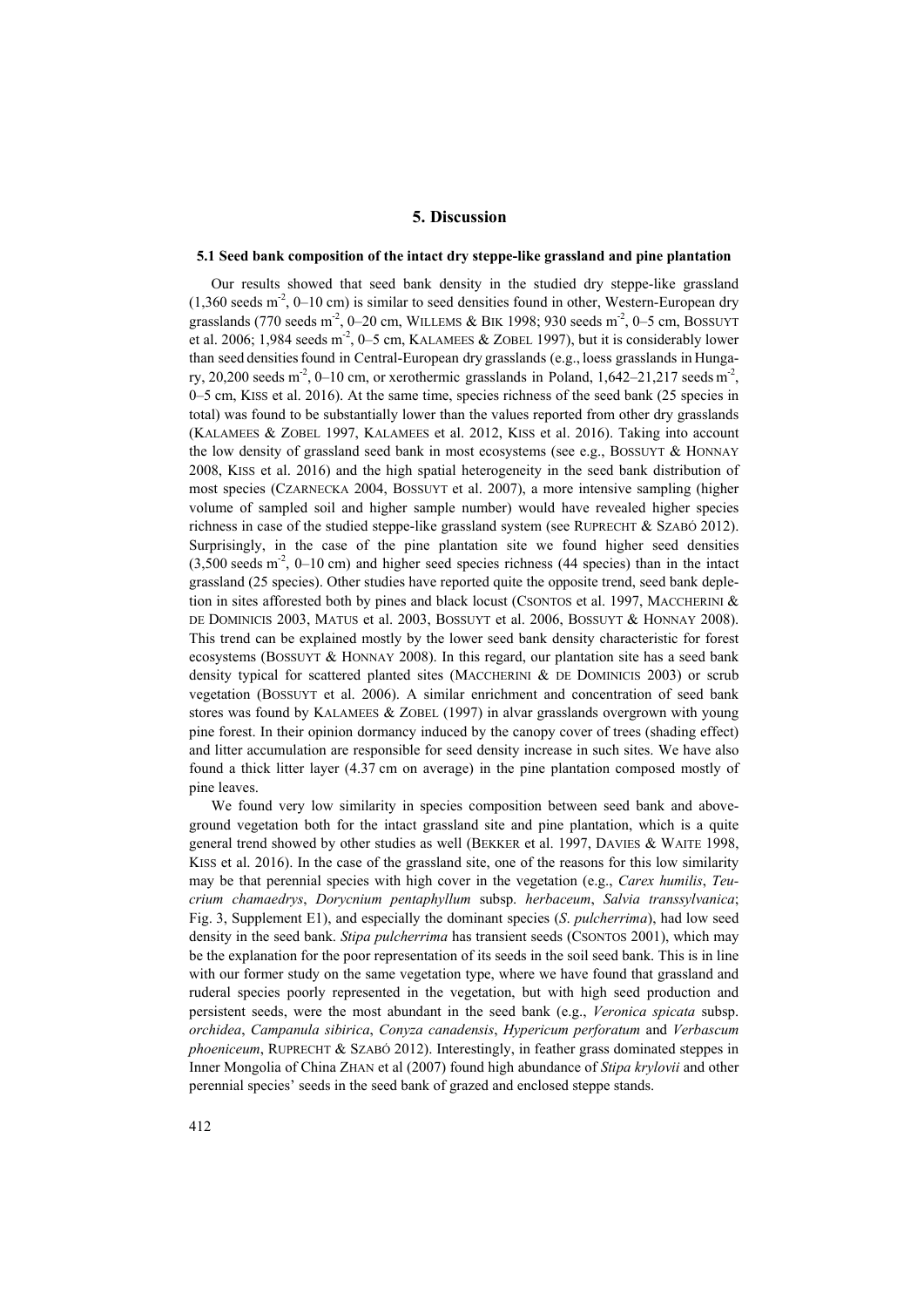# 5. Discussion

### 5.1 Seed bank composition of the intact dry steppe-like grassland and pine plantation

Our results showed that seed bank density in the studied dry steppe-like grassland (1,360 seeds $m^{-2}$, 0–10 cm) is similar to seed densities found in other, Western-European dry grasslands (770 seeds $m^{-2}$, 0–20 cm, WILLEMS & BIK 1998; 930 seeds $m^{-2}$, 0–5 cm, BOSSUYT et al. 2006; 1,984 seeds $m^{-2}$, 0–5 cm, KALAMEES & ZOBEL 1997), but it is considerably lower than seed densities found in Central-European dry grasslands (e.g., loess grasslands in Hungary, 20,200 seeds $m^{-2}$, 0–10 cm, or xerothermic grasslands in Poland, 1,642–21,217 seeds $m^{-2}$, 0–5 cm, KISS et al. 2016). At the same time, species richness of the seed bank (25 species in total) was found to be substantially lower than the values reported from other dry grasslands (KALAMEES & ZOBEL 1997, KALAMEES et al. 2012, KISS et al. 2016). Taking into account the low density of grassland seed bank in most ecosystems (see e.g., BOSSUYT & HONNAY 2008, KISS et al. 2016) and the high spatial heterogeneity in the seed bank distribution of most species (CZARNECKA 2004, BOSSUYT et al. 2007), a more intensive sampling (higher volume of sampled soil and higher sample number) would have revealed higher species richness in case of the studied steppe-like grassland system (see RUPRECHT & SZABÓ 2012). Surprisingly, in the case of the pine plantation site we found higher seed densities (3,500 seeds $m^{-2}$, 0–10 cm) and higher seed species richness (44 species) than in the intact grassland (25 species). Other studies have reported quite the opposite trend, seed bank depletion in sites afforested both by pines and black locust (CSONTOS et al. 1997, MACCHERINI & DE DOMINICIS 2003, MATUS et al. 2003, BOSSUYT et al. 2006, BOSSUYT & HONNAY 2008). This trend can be explained mostly by the lower seed bank density characteristic for forest ecosystems (BOSSUYT & HONNAY 2008). In this regard, our plantation site has a seed bank density typical for scattered planted sites (MACCHERINI & DE DOMINICIS 2003) or scrub vegetation (BOSSUYT et al. 2006). A similar enrichment and concentration of seed bank stores was found by KALAMEES & ZOBEL (1997) in alvar grasslands overgrown with young pine forest. In their opinion dormancy induced by the canopy cover of trees (shading effect) and litter accumulation are responsible for seed density increase in such sites. We have also found a thick litter layer (4.37 cm on average) in the pine plantation composed mostly of pine leaves.

We found very low similarity in species composition between seed bank and above-ground vegetation both for the intact grassland site and pine plantation, which is a quite general trend showed by other studies as well (BEKKER et al. 1997, DAVIES & WAITE 1998, KISS et al. 2016). In the case of the grassland site, one of the reasons for this low similarity may be that perennial species with high cover in the vegetation (e.g., *Carex humilis*, *Teucrium chamaedrys*, *Dorycnium pentaphyllum* subsp. *herbaceum*, *Salvia transsylvanica*; Fig. 3, Supplement E1), and especially the dominant species (*S. pulcherrima*), had low seed density in the seed bank. *Stipa pulcherrima* has transient seeds (CSONTOS 2001), which may be the explanation for the poor representation of its seeds in the soil seed bank. This is in line with our former study on the same vegetation type, where we have found that grassland and ruderal species poorly represented in the vegetation, but with high seed production and persistent seeds, were the most abundant in the seed bank (e.g., *Veronica spicata* subsp. *orchidea*, *Campanula sibirica*, *Conyza canadensis*, *Hypericum perforatum* and *Verbascum phoeniceum*, RUPRECHT & SZABÓ 2012). Interestingly, in feather grass dominated steppes in Inner Mongolia of China ZHAN et al (2007) found high abundance of *Stipa krylovii* and other perennial species' seeds in the seed bank of grazed and enclosed steppe stands.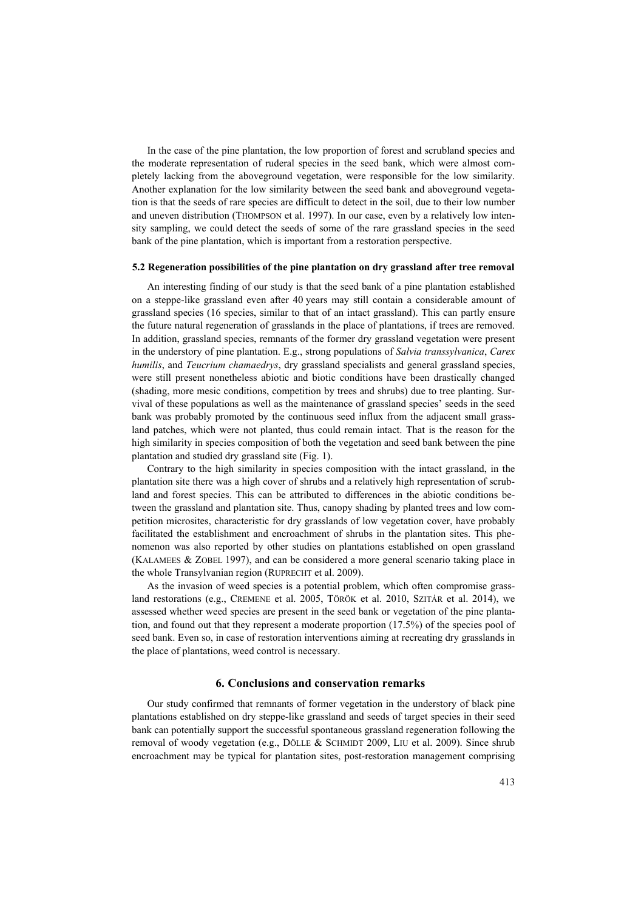In the case of the pine plantation, the low proportion of forest and scrubland species and the moderate representation of ruderal species in the seed bank, which were almost completely lacking from the aboveground vegetation, were responsible for the low similarity. Another explanation for the low similarity between the seed bank and aboveground vegetation is that the seeds of rare species are difficult to detect in the soil, due to their low number and uneven distribution (Thompson et al. 1997). In our case, even by a relatively low intensity sampling, we could detect the seeds of some of the rare grassland species in the seed bank of the pine plantation, which is important from a restoration perspective.

### 5.2 Regeneration possibilities of the pine plantation on dry grassland after tree removal

An interesting finding of our study is that the seed bank of a pine plantation established on a steppe-like grassland even after 40 years may still contain a considerable amount of grassland species (16 species, similar to that of an intact grassland). This can partly ensure the future natural regeneration of grasslands in the place of plantations, if trees are removed. In addition, grassland species, remnants of the former dry grassland vegetation were present in the understory of pine plantation. E.g., strong populations of *Salvia transsylvanica*, *Carex humilis*, and *Teucrium chamaedrys*, dry grassland specialists and general grassland species, were still present nonetheless abiotic and biotic conditions have been drastically changed (shading, more mesic conditions, competition by trees and shrubs) due to tree planting. Survival of these populations as well as the maintenance of grassland species' seeds in the seed bank was probably promoted by the continuous seed influx from the adjacent small grassland patches, which were not planted, thus could remain intact. That is the reason for the high similarity in species composition of both the vegetation and seed bank between the pine plantation and studied dry grassland site (Fig. 1).

Contrary to the high similarity in species composition with the intact grassland, in the plantation site there was a high cover of shrubs and a relatively high representation of scrubland and forest species. This can be attributed to differences in the abiotic conditions between the grassland and plantation site. Thus, canopy shading by planted trees and low competition microsites, characteristic for dry grasslands of low vegetation cover, have probably facilitated the establishment and encroachment of shrubs in the plantation sites. This phenomenon was also reported by other studies on plantations established on open grassland (Kalamees & Zobel 1997), and can be considered a more general scenario taking place in the whole Transylvanian region (Ruprecht et al. 2009).

As the invasion of weed species is a potential problem, which often compromise grassland restorations (e.g., Cremene et al. 2005, Török et al. 2010, Szitár et al. 2014), we assessed whether weed species are present in the seed bank or vegetation of the pine plantation, and found out that they represent a moderate proportion (17.5%) of the species pool of seed bank. Even so, in case of restoration interventions aiming at recreating dry grasslands in the place of plantations, weed control is necessary.

## 6. Conclusions and conservation remarks

Our study confirmed that remnants of former vegetation in the understory of black pine plantations established on dry steppe-like grassland and seeds of target species in their seed bank can potentially support the successful spontaneous grassland regeneration following the removal of woody vegetation (e.g., Dölle & Schmidt 2009, Liu et al. 2009). Since shrub encroachment may be typical for plantation sites, post-restoration management comprising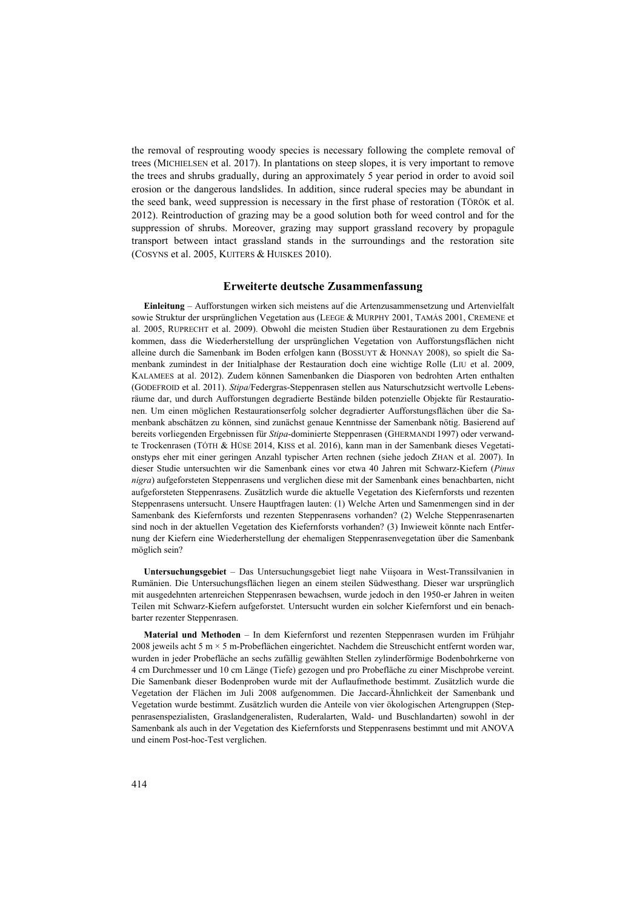the removal of resprouting woody species is necessary following the complete removal of trees (Michielsen et al. 2017). In plantations on steep slopes, it is very important to remove the trees and shrubs gradually, during an approximately 5 year period in order to avoid soil erosion or the dangerous landslides. In addition, since ruderal species may be abundant in the seed bank, weed suppression is necessary in the first phase of restoration (Török et al. 2012). Reintroduction of grazing may be a good solution both for weed control and for the suppression of shrubs. Moreover, grazing may support grassland recovery by propagule transport between intact grassland stands in the surroundings and the restoration site (Cosyns et al. 2005, Kuiters & Huiskes 2010).

## Erweiterte deutsche Zusammenfassung

**Einleitung** – Aufforstungen wirken sich meistens auf die Artenzusammensetzung und Artenvielfalt sowie Struktur der ursprünglichen Vegetation aus (Leege & Murphy 2001, Tamás 2001, Cremene et al. 2005, Ruprecht et al. 2009). Obwohl die meisten Studien über Restaurationen zu dem Ergebnis kommen, dass die Wiederherstellung der ursprünglichen Vegetation von Aufforstungsflächen nicht alleine durch die Samenbank im Boden erfolgen kann (Bossuyt & Honnay 2008), so spielt die Samenbank zumindest in der Initialphase der Restauration doch eine wichtige Rolle (Liu et al. 2009, Kalamees at al. 2012). Zudem können Samenbanken die Diasporen von bedrohten Arten enthalten (Godefroid et al. 2011). *Stipa*/Federgras-Steppenrasen stellen aus Naturschutzsicht wertvolle Lebensräume dar, und durch Aufforstungen degradierte Bestände bilden potenzielle Objekte für Restaurationen. Um einen möglichen Restaurationserfolg solcher degradierter Aufforstungsflächen über die Samenbank abschätzen zu können, sind zunächst genaue Kenntnisse der Samenbank nötig. Basierend auf bereits vorliegenden Ergebnissen für *Stipa*-dominierte Steppenrasen (Ghermandi 1997) oder verwandte Trockenrasen (Tóth & Hüse 2014, Kiss et al. 2016), kann man in der Samenbank dieses Vegetationstyps eher mit einer geringen Anzahl typischer Arten rechnen (siehe jedoch Zhan et al. 2007). In dieser Studie untersuchten wir die Samenbank eines vor etwa 40 Jahren mit Schwarz-Kiefern (*Pinus nigra*) aufgeforsteten Steppenrasens und verglichen diese mit der Samenbank eines benachbarten, nicht aufgeforsteten Steppenrasens. Zusätzlich wurde die aktuelle Vegetation des Kiefernforsts und rezenten Steppenrasens untersucht. Unsere Hauptfragen lauten: (1) Welche Arten und Samenmengen sind in der Samenbank des Kiefernforsts und rezenten Steppenrasens vorhanden? (2) Welche Steppenrasenarten sind noch in der aktuellen Vegetation des Kiefernforsts vorhanden? (3) Inwieweit könnte nach Entfernung der Kiefern eine Wiederherstellung der ehemaligen Steppenrasenvegetation über die Samenbank möglich sein?

**Untersuchungsgebiet** – Das Untersuchungsgebiet liegt nahe Viişoara in West-Transsilvanien in Rumänien. Die Untersuchungsflächen liegen an einem steilen Südwesthang. Dieser war ursprünglich mit ausgedehnten artenreichen Steppenrasen bewachsen, wurde jedoch in den 1950-er Jahren in weiten Teilen mit Schwarz-Kiefern aufgeforstet. Untersucht wurden ein solcher Kiefernforst und ein benachbarter rezenter Steppenrasen.

**Material und Methoden** – In dem Kiefernforst und rezenten Steppenrasen wurden im Frühjahr 2008 jeweils acht 5 m × 5 m-Probeflächen eingerichtet. Nachdem die Streuschicht entfernt worden war, wurden in jeder Probefläche an sechs zufällig gewählten Stellen zylinderförmige Bodenbohrkerne von 4 cm Durchmesser und 10 cm Länge (Tiefe) gezogen und pro Probefläche zu einer Mischprobe vereint. Die Samenbank dieser Bodenproben wurde mit der Auflaufmethode bestimmt. Zusätzlich wurde die Vegetation der Flächen im Juli 2008 aufgenommen. Die Jaccard-Ähnlichkeit der Samenbank und Vegetation wurde bestimmt. Zusätzlich wurden die Anteile von vier ökologischen Artengruppen (Steppenrasenspezialisten, Graslandgeneralisten, Ruderalarten, Wald- und Buschlandarten) sowohl in der Samenbank als auch in der Vegetation des Kiefernforsts und Steppenrasens bestimmt und mit ANOVA und einem Post-hoc-Test verglichen.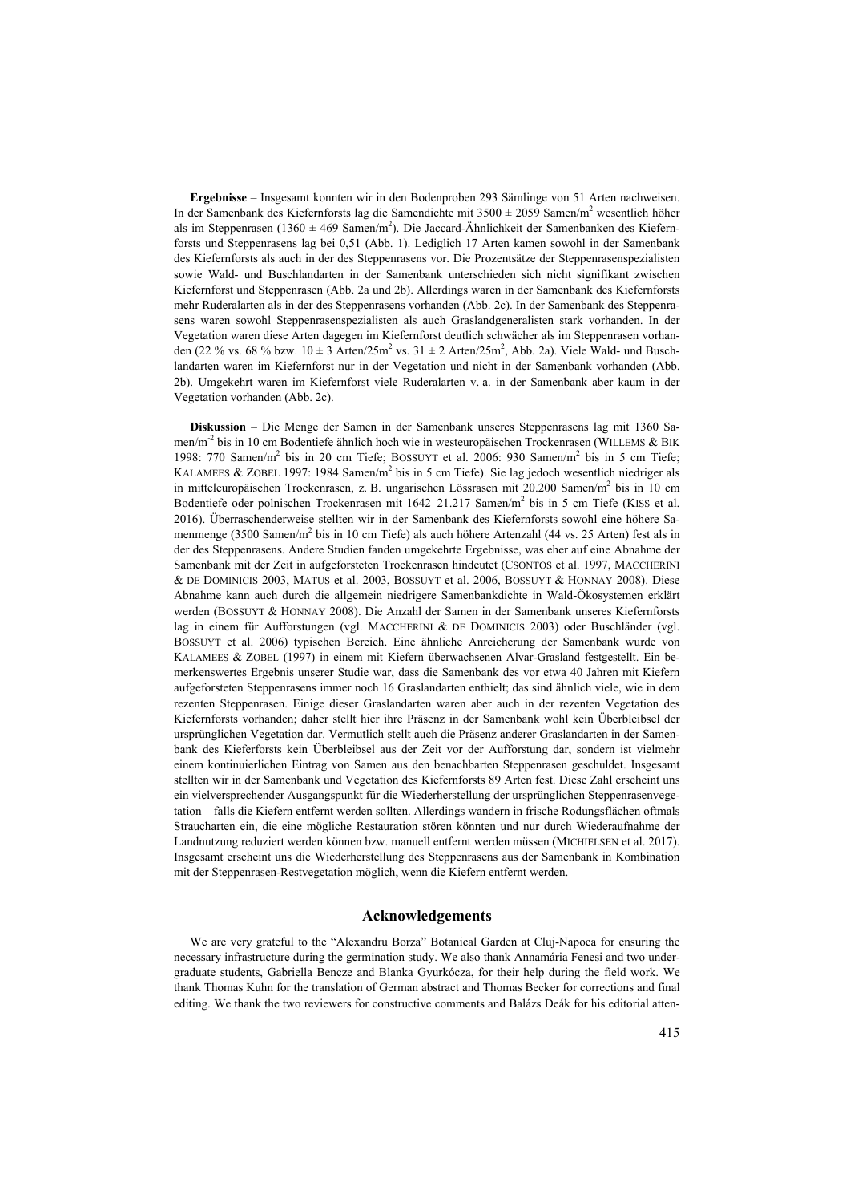**Ergebnisse** – Insgesamt konnten wir in den Bodenproben 293 Sämlinge von 51 Arten nachweisen. In der Samenbank des Kiefernforsts lag die Samendichte mit 3500 ± 2059 Samen/m$^2$ wesentlich höher als im Steppenrasen (1360 ± 469 Samen/m$^2$). Die Jaccard-Ähnlichkeit der Samenbanken des Kiefernforsts und Steppenrasens lag bei 0,51 (Abb. 1). Lediglich 17 Arten kamen sowohl in der Samenbank des Kiefernforsts als auch in der des Steppenrasens vor. Die Prozentsätze der Steppenrasenspezialisten sowie Wald- und Buschlandarten in der Samenbank unterschieden sich nicht signifikant zwischen Kiefernforst und Steppenrasen (Abb. 2a und 2b). Allerdings waren in der Samenbank des Kiefernforsts mehr Ruderalarten als in der des Steppenrasens vorhanden (Abb. 2c). In der Samenbank des Steppenrasens waren sowohl Steppenrasenspezialisten als auch Graslandgeneralisten stark vorhanden. In der Vegetation waren diese Arten dagegen im Kiefernforst deutlich schwächer als im Steppenrasen vorhanden (22 % vs. 68 % bzw. 10 ± 3 Arten/25m$^2$ vs. 31 ± 2 Arten/25m$^2$, Abb. 2a). Viele Wald- und Buschlandarten waren im Kiefernforst nur in der Vegetation und nicht in der Samenbank vorhanden (Abb. 2b). Umgekehrt waren im Kiefernforst viele Ruderalarten v. a. in der Samenbank aber kaum in der Vegetation vorhanden (Abb. 2c).

**Diskussion** – Die Menge der Samen in der Samenbank unseres Steppenrasens lag mit 1360 Samen/m$^{-2}$ bis in 10 cm Bodentiefe ähnlich hoch wie in westeuropäischen Trockenrasen (Willems & Bik 1998: 770 Samen/m$^2$ bis in 20 cm Tiefe; Bossuyt et al. 2006: 930 Samen/m$^2$ bis in 5 cm Tiefe; Kalamees & Zobel 1997: 1984 Samen/m$^2$ bis in 5 cm Tiefe). Sie lag jedoch wesentlich niedriger als in mitteleuropäischen Trockenrasen, z. B. ungarischen Lössrasen mit 20.200 Samen/m$^2$ bis in 10 cm Bodentiefe oder polnischen Trockenrasen mit 1642–21.217 Samen/m$^2$ bis in 5 cm Tiefe (Kiss et al. 2016). Überraschenderweise stellten wir in der Samenbank des Kiefernforsts sowohl eine höhere Samenmenge (3500 Samen/m$^2$ bis in 10 cm Tiefe) als auch höhere Artenzahl (44 vs. 25 Arten) fest als in der des Steppenrasens. Andere Studien fanden umgekehrte Ergebnisse, was eher auf eine Abnahme der Samenbank mit der Zeit in aufgeforsteten Trockenrasen hindeutet (Csontos et al. 1997, Maccherini & de Dominicis 2003, Matus et al. 2003, Bossuyt et al. 2006, Bossuyt & Honnay 2008). Diese Abnahme kann auch durch die allgemein niedrigere Samenbankdichte in Wald-Ökosystemen erklärt werden (Bossuyt & Honnay 2008). Die Anzahl der Samen in der Samenbank unseres Kiefernforsts lag in einem für Aufforstungen (vgl. Maccherini & de Dominicis 2003) oder Buschländer (vgl. Bossuyt et al. 2006) typischen Bereich. Eine ähnliche Anreicherung der Samenbank wurde von Kalamees & Zobel (1997) in einem mit Kiefern überwachsenen Alvar-Grasland festgestellt. Ein bemerkenswertes Ergebnis unserer Studie war, dass die Samenbank des vor etwa 40 Jahren mit Kiefern aufgeforsteten Steppenrasens immer noch 16 Graslandarten enthielt; das sind ähnlich viele, wie in dem rezenten Steppenrasen. Einige dieser Graslandarten waren aber auch in der rezenten Vegetation des Kiefernforsts vorhanden; daher stellt hier ihre Präsenz in der Samenbank wohl kein Überbleibsel der ursprünglichen Vegetation dar. Vermutlich stellt auch die Präsenz anderer Graslandarten in der Samenbank des Kieferforsts kein Überbleibsel aus der Zeit vor der Aufforstung dar, sondern ist vielmehr einem kontinuierlichen Eintrag von Samen aus den benachbarten Steppenrasen geschuldet. Insgesamt stellten wir in der Samenbank und Vegetation des Kiefernforsts 89 Arten fest. Diese Zahl erscheint uns ein vielversprechender Ausgangspunkt für die Wiederherstellung der ursprünglichen Steppenrasenvegetation – falls die Kiefern entfernt werden sollten. Allerdings wandern in frische Rodungsflächen oftmals Straucharten ein, die eine mögliche Restauration stören könnten und nur durch Wiederaufnahme der Landnutzung reduziert werden können bzw. manuell entfernt werden müssen (Michielsen et al. 2017). Insgesamt erscheint uns die Wiederherstellung des Steppenrasens aus der Samenbank in Kombination mit der Steppenrasen-Restvegetation möglich, wenn die Kiefern entfernt werden.

## Acknowledgements

We are very grateful to the "Alexandru Borza" Botanical Garden at Cluj-Napoca for ensuring the necessary infrastructure during the germination study. We also thank Annamária Fenesi and two undergraduate students, Gabriella Bencze and Blanka Gyurkócza, for their help during the field work. We thank Thomas Kuhn for the translation of German abstract and Thomas Becker for corrections and final editing. We thank the two reviewers for constructive comments and Balázs Deák for his editorial atten-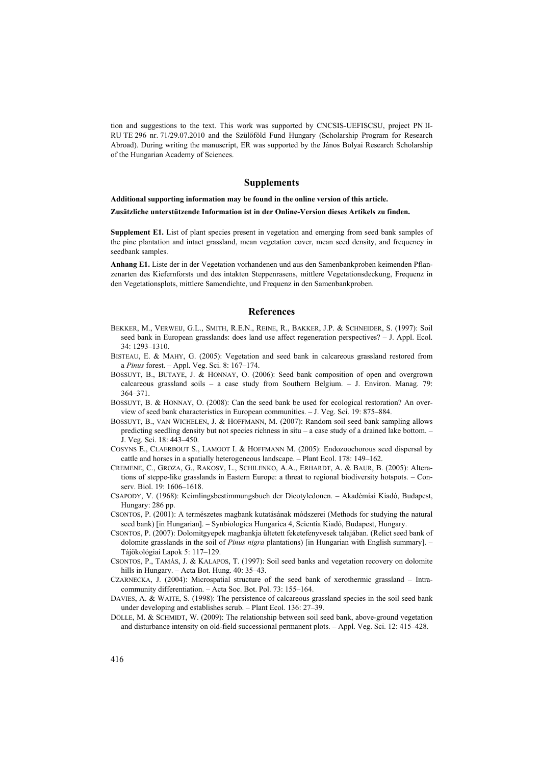tion and suggestions to the text. This work was supported by CNCSIS-UEFISCSU, project PN II-RU TE 296 nr. 71/29.07.2010 and the Szülőföld Fund Hungary (Scholarship Program for Research Abroad). During writing the manuscript, ER was supported by the János Bolyai Research Scholarship of the Hungarian Academy of Sciences.

## Supplements

**Additional supporting information may be found in the online version of this article.**

**Zusätzliche unterstützende Information ist in der Online-Version dieses Artikels zu finden.**

**Supplement E1.** List of plant species present in vegetation and emerging from seed bank samples of the pine plantation and intact grassland, mean vegetation cover, mean seed density, and frequency in seedbank samples.

**Anhang E1.** Liste der in der Vegetation vorhandenen und aus den Samenbankproben keimenden Pflanzenarten des Kiefernforsts und des intakten Steppenrasens, mittlere Vegetationsdeckung, Frequenz in den Vegetationsplots, mittlere Samendichte, und Frequenz in den Samenbankproben.

## References

BEKKER, M., VERWEIJ, G.L., SMITH, R.E.N., REINE, R., BAKKER, J.P. & SCHNEIDER, S. (1997): Soil seed bank in European grasslands: does land use affect regeneration perspectives? – J. Appl. Ecol. 34: 1293–1310.

BISTEAU, E. & MAHY, G. (2005): Vegetation and seed bank in calcareous grassland restored from a *Pinus* forest. – Appl. Veg. Sci. 8: 167–174.

BOSSUYT, B., BUTAYE, J. & HONNAY, O. (2006): Seed bank composition of open and overgrown calcareous grassland soils – a case study from Southern Belgium. – J. Environ. Manag. 79: 364–371.

BOSSUYT, B. & HONNAY, O. (2008): Can the seed bank be used for ecological restoration? An overview of seed bank characteristics in European communities. – J. Veg. Sci. 19: 875–884.

BOSSUYT, B., VAN WICHELEN, J. & HOFFMANN, M. (2007): Random soil seed bank sampling allows predicting seedling density but not species richness in situ – a case study of a drained lake bottom. – J. Veg. Sci. 18: 443–450.

COSYNS E., CLAERBOUT S., LAMOOT I. & HOFFMANN M. (2005): Endozoochorous seed dispersal by cattle and horses in a spatially heterogeneous landscape. – Plant Ecol. 178: 149–162.

CREMENE, C., GROZA, G., RAKOSY, L., SCHILENKO, A.A., ERHARDT, A. & BAUR, B. (2005): Alterations of steppe-like grasslands in Eastern Europe: a threat to regional biodiversity hotspots. – Conserv. Biol. 19: 1606–1618.

CSAPODY, V. (1968): Keimlingsbestimmungsbuch der Dicotyledonen. – Akadémiai Kiadó, Budapest, Hungary: 286 pp.

CSONTOS, P. (2001): A természetes magbank kutatásának módszerei (Methods for studying the natural seed bank) [in Hungarian]. – Synbiologica Hungarica 4, Scientia Kiadó, Budapest, Hungary.

CSONTOS, P. (2007): Dolomitgyepek magbankja ültetett feketefenyvesek talajában. (Relict seed bank of dolomite grasslands in the soil of *Pinus nigra* plantations) [in Hungarian with English summary]. – Tájökológiai Lapok 5: 117–129.

CSONTOS, P., TAMÁS, J. & KALAPOS, T. (1997): Soil seed banks and vegetation recovery on dolomite hills in Hungary. – Acta Bot. Hung. 40: 35–43.

CZARNECKA, J. (2004): Microspatial structure of the seed bank of xerothermic grassland – Intra-community differentiation. – Acta Soc. Bot. Pol. 73: 155–164.

DAVIES, A. & WAITE, S. (1998): The persistence of calcareous grassland species in the soil seed bank under developing and establishes scrub. – Plant Ecol. 136: 27–39.

DÖLLE, M. & SCHMIDT, W. (2009): The relationship between soil seed bank, above-ground vegetation and disturbance intensity on old-field successional permanent plots. – Appl. Veg. Sci. 12: 415–428.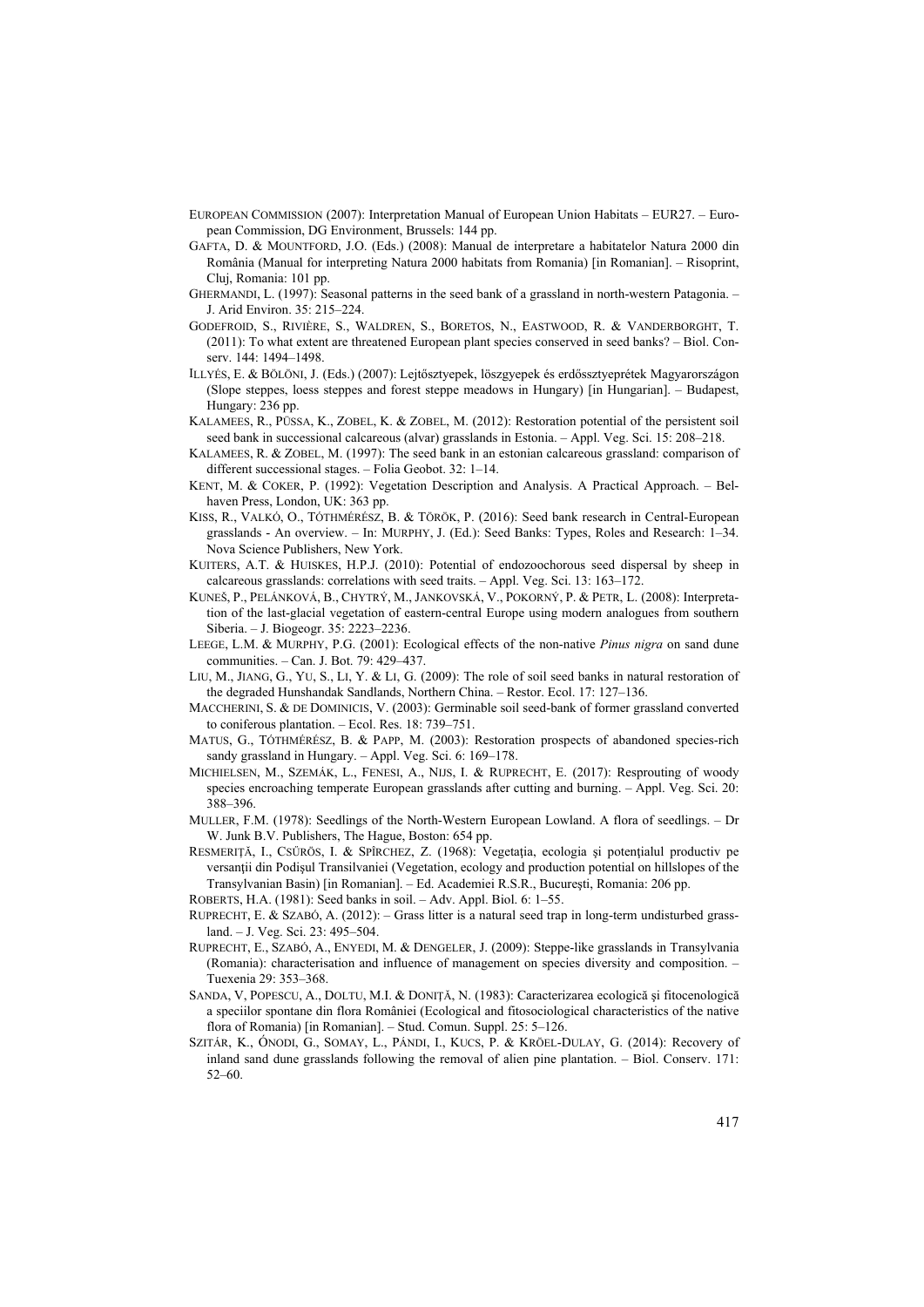EUROPEAN COMMISSION (2007): Interpretation Manual of European Union Habitats – EUR27. – European Commission, DG Environment, Brussels: 144 pp.

GAFTA, D. & MOUNTFORD, J.O. (Eds.) (2008): Manual de interpretare a habitatelor Natura 2000 din România (Manual for interpreting Natura 2000 habitats from Romania) [in Romanian]. – Risoprint, Cluj, Romania: 101 pp.

GHERMANDI, L. (1997): Seasonal patterns in the seed bank of a grassland in north-western Patagonia. – J. Arid Environ. 35: 215–224.

GODEFROID, S., RIVIÈRE, S., WALDREN, S., BORETOS, N., EASTWOOD, R. & VANDERBORGHT, T. (2011): To what extent are threatened European plant species conserved in seed banks? – Biol. Conserv. 144: 1494–1498.

ILLYÉS, E. & BÖLÖNI, J. (Eds.) (2007): Lejtősztyepek, löszgyepek és erdőssztyeprétek Magyarországon (Slope steppes, loess steppes and forest steppe meadows in Hungary) [in Hungarian]. – Budapest, Hungary: 236 pp.

KALAMEES, R., PÜSSA, K., ZOBEL, K. & ZOBEL, M. (2012): Restoration potential of the persistent soil seed bank in successional calcareous (alvar) grasslands in Estonia. – Appl. Veg. Sci. 15: 208–218.

KALAMEES, R. & ZOBEL, M. (1997): The seed bank in an estonian calcareous grassland: comparison of different successional stages. – Folia Geobot. 32: 1–14.

KENT, M. & COKER, P. (1992): Vegetation Description and Analysis. A Practical Approach. – Belhaven Press, London, UK: 363 pp.

KISS, R., VALKÓ, O., TÓTHMÉRÉSZ, B. & TÖRÖK, P. (2016): Seed bank research in Central-European grasslands - An overview. – In: MURPHY, J. (Ed.): Seed Banks: Types, Roles and Research: 1–34. Nova Science Publishers, New York.

KUITERS, A.T. & HUISKES, H.P.J. (2010): Potential of endozoochorous seed dispersal by sheep in calcareous grasslands: correlations with seed traits. – Appl. Veg. Sci. 13: 163–172.

KUNEŠ, P., PELÁNKOVÁ, B., CHYTRÝ, M., JANKOVSKÁ, V., POKORNÝ, P. & PETR, L. (2008): Interpretation of the last-glacial vegetation of eastern-central Europe using modern analogues from southern Siberia. – J. Biogeogr. 35: 2223–2236.

LEEGE, L.M. & MURPHY, P.G. (2001): Ecological effects of the non-native *Pinus nigra* on sand dune communities. – Can. J. Bot. 79: 429–437.

LIU, M., JIANG, G., YU, S., LI, Y. & LI, G. (2009): The role of soil seed banks in natural restoration of the degraded Hunshandak Sandlands, Northern China. – Restor. Ecol. 17: 127–136.

MACCHERINI, S. & DE DOMINICIS, V. (2003): Germinable soil seed-bank of former grassland converted to coniferous plantation. – Ecol. Res. 18: 739–751.

MATUS, G., TÓTHMÉRÉSZ, B. & PAPP, M. (2003): Restoration prospects of abandoned species-rich sandy grassland in Hungary. – Appl. Veg. Sci. 6: 169–178.

MICHIELSEN, M., SZEMÁK, L., FENESI, A., NIJS, I. & RUPRECHT, E. (2017): Resprouting of woody species encroaching temperate European grasslands after cutting and burning. – Appl. Veg. Sci. 20: 388–396.

MULLER, F.M. (1978): Seedlings of the North-Western European Lowland. A flora of seedlings. – Dr W. Junk B.V. Publishers, The Hague, Boston: 654 pp.

RESMERIȚĂ, I., CSŰRÖS, I. & SPÎRCHEZ, Z. (1968): Vegetația, ecologia și potențialul productiv pe versanții din Podișul Transilvaniei (Vegetation, ecology and production potential on hillslopes of the Transylvanian Basin) [in Romanian]. – Ed. Academiei R.S.R., București, Romania: 206 pp.

ROBERTS, H.A. (1981): Seed banks in soil. – Adv. Appl. Biol. 6: 1–55.

RUPRECHT, E. & SZABÓ, A. (2012): – Grass litter is a natural seed trap in long-term undisturbed grassland. – J. Veg. Sci. 23: 495–504.

RUPRECHT, E., SZABÓ, A., ENYEDI, M. & DENGELER, J. (2009): Steppe-like grasslands in Transylvania (Romania): characterisation and influence of management on species diversity and composition. – Tuexenia 29: 353–368.

SANDA, V, POPESCU, A., DOLTU, M.I. & DONIȚĂ, N. (1983): Caracterizarea ecologică și fitocenologică a speciilor spontane din flora României (Ecological and fitosociological characteristics of the native flora of Romania) [in Romanian]. – Stud. Comun. Suppl. 25: 5–126.

SZITÁR, K., ÓNODI, G., SOMAY, L., PÁNDI, I., KUCS, P. & KRÖEL-DULAY, G. (2014): Recovery of inland sand dune grasslands following the removal of alien pine plantation. – Biol. Conserv. 171: 52–60.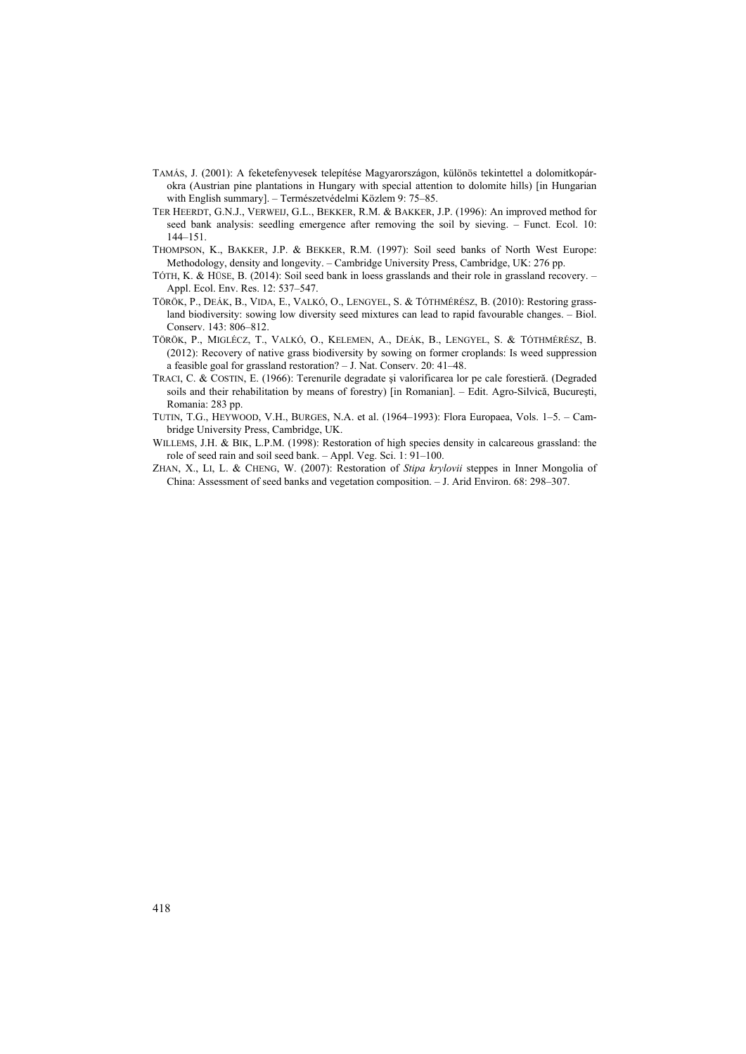TAMÁS, J. (2001): A feketefenyvesek telepítése Magyarországon, különös tekintettel a dolomitkopárokra (Austrian pine plantations in Hungary with special attention to dolomite hills) [in Hungarian with English summary]. – Természetvédelmi Közlem 9: 75–85.

TER HEERDT, G.N.J., VERWEIJ, G.L., BEKKER, R.M. & BAKKER, J.P. (1996): An improved method for seed bank analysis: seedling emergence after removing the soil by sieving. – Funct. Ecol. 10: 144–151.

THOMPSON, K., BAKKER, J.P. & BEKKER, R.M. (1997): Soil seed banks of North West Europe: Methodology, density and longevity. – Cambridge University Press, Cambridge, UK: 276 pp.

TÓTH, K. & HÜSE, B. (2014): Soil seed bank in loess grasslands and their role in grassland recovery. – Appl. Ecol. Env. Res. 12: 537–547.

TÖRÖK, P., DEÁK, B., VIDA, E., VALKÓ, O., LENGYEL, S. & TÓTHMÉRÉSZ, B. (2010): Restoring grassland biodiversity: sowing low diversity seed mixtures can lead to rapid favourable changes. – Biol. Conserv. 143: 806–812.

TÖRÖK, P., MIGLÉCZ, T., VALKÓ, O., KELEMEN, A., DEÁK, B., LENGYEL, S. & TÓTHMÉRÉSZ, B. (2012): Recovery of native grass biodiversity by sowing on former croplands: Is weed suppression a feasible goal for grassland restoration? – J. Nat. Conserv. 20: 41–48.

TRACI, C. & COSTIN, E. (1966): Terenurile degradate şi valorificarea lor pe cale forestieră. (Degraded soils and their rehabilitation by means of forestry) [in Romanian]. – Edit. Agro-Silvică, Bucureşti, Romania: 283 pp.

TUTIN, T.G., HEYWOOD, V.H., BURGES, N.A. et al. (1964–1993): Flora Europaea, Vols. 1–5. – Cambridge University Press, Cambridge, UK.

WILLEMS, J.H. & BIK, L.P.M. (1998): Restoration of high species density in calcareous grassland: the role of seed rain and soil seed bank. – Appl. Veg. Sci. 1: 91–100.

ZHAN, X., LI, L. & CHENG, W. (2007): Restoration of *Stipa krylovii* steppes in Inner Mongolia of China: Assessment of seed banks and vegetation composition. – J. Arid Environ. 68: 298–307.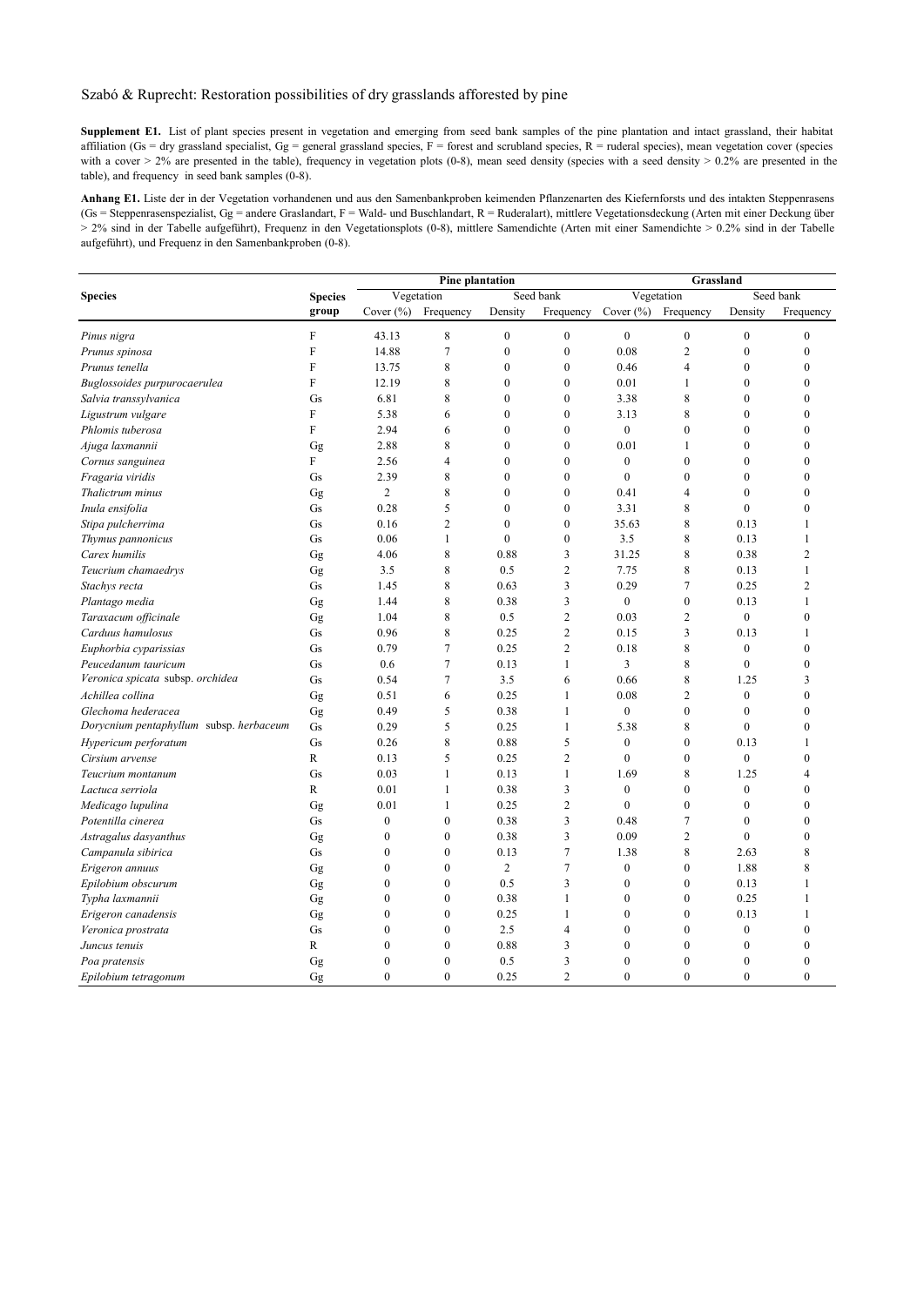**Supplement E1.** List of plant species present in vegetation and emerging from seed bank samples of the pine plantation and intact grassland, their habitat affiliation (Gs = dry grassland specialist, Gg = general grassland species, F = forest and scrubland species, R = ruderal species), mean vegetation cover (species with a cover > 2% are presented in the table), frequency in vegetation plots (0-8), mean seed density (species with a seed density > 0.2% are presented in the table), and frequency in seed bank samples (0-8).

**Anhang E1.** Liste der in der Vegetation vorhandenen und aus den Samenbankproben keimenden Pflanzenarten des Kiefernforsts und des intakten Steppenrasens (Gs = Steppenrasenspezialist, Gg = andere Graslandart, F = Wald- und Buschlandart, R = Ruderalart), mittlere Vegetationsdeckung (Arten mit einer Deckung über > 2% sind in der Tabelle aufgeführt), Frequenz in den Vegetationsplots (0-8), mittlere Samendichte (Arten mit einer Samendichte > 0.2% sind in der Tabelle aufgeführt), und Frequenz in den Samenbankproben (0-8).

| Species | Species | Pine plantation | | | | Grassland | | | |
|---|---|---|---|---|---|---|---|---|---|
| | group | Vegetation | | Seed bank | | Vegetation | | Seed bank | |
| | | Cover (%) | Frequency | Density | Frequency | Cover (%) | Frequency | Density | Frequency |
| *Pinus nigra* | F | 43.13 | 8 | 0 | 0 | 0 | 0 | 0 | 0 |
| *Prunus spinosa* | F | 14.88 | 7 | 0 | 0 | 0.08 | 2 | 0 | 0 |
| *Prunus tenella* | F | 13.75 | 8 | 0 | 0 | 0.46 | 4 | 0 | 0 |
| *Buglossoides purpurocaerulea* | F | 12.19 | 8 | 0 | 0 | 0.01 | 1 | 0 | 0 |
| *Salvia transsylvanica* | Gs | 6.81 | 8 | 0 | 0 | 3.38 | 8 | 0 | 0 |
| *Ligustrum vulgare* | F | 5.38 | 6 | 0 | 0 | 3.13 | 8 | 0 | 0 |
| *Phlomis tuberosa* | F | 2.94 | 6 | 0 | 0 | 0 | 0 | 0 | 0 |
| *Ajuga laxmannii* | Gg | 2.88 | 8 | 0 | 0 | 0.01 | 1 | 0 | 0 |
| *Cornus sanguinea* | F | 2.56 | 4 | 0 | 0 | 0 | 0 | 0 | 0 |
| *Fragaria viridis* | Gs | 2.39 | 8 | 0 | 0 | 0 | 0 | 0 | 0 |
| *Thalictrum minus* | Gg | 2 | 8 | 0 | 0 | 0.41 | 4 | 0 | 0 |
| *Inula ensifolia* | Gs | 0.28 | 5 | 0 | 0 | 3.31 | 8 | 0 | 0 |
| *Stipa pulcherrima* | Gs | 0.16 | 2 | 0 | 0 | 35.63 | 8 | 0.13 | 1 |
| *Thymus pannonicus* | Gs | 0.06 | 1 | 0 | 0 | 3.5 | 8 | 0.13 | 1 |
| *Carex humilis* | Gg | 4.06 | 8 | 0.88 | 3 | 31.25 | 8 | 0.38 | 2 |
| *Teucrium chamaedrys* | Gg | 3.5 | 8 | 0.5 | 2 | 7.75 | 8 | 0.13 | 1 |
| *Stachys recta* | Gs | 1.45 | 8 | 0.63 | 3 | 0.29 | 7 | 0.25 | 2 |
| *Plantago media* | Gg | 1.44 | 8 | 0.38 | 3 | 0 | 0 | 0.13 | 1 |
| *Taraxacum officinale* | Gg | 1.04 | 8 | 0.5 | 2 | 0.03 | 2 | 0 | 0 |
| *Carduus hamulosus* | Gs | 0.96 | 8 | 0.25 | 2 | 0.15 | 3 | 0.13 | 1 |
| *Euphorbia cyparissias* | Gs | 0.79 | 7 | 0.25 | 2 | 0.18 | 8 | 0 | 0 |
| *Peucedanum tauricum* | Gs | 0.6 | 7 | 0.13 | 1 | 3 | 8 | 0 | 0 |
| *Veronica spicata* subsp. *orchidea* | Gs | 0.54 | 7 | 3.5 | 6 | 0.66 | 8 | 1.25 | 3 |
| *Achillea collina* | Gg | 0.51 | 6 | 0.25 | 1 | 0.08 | 2 | 0 | 0 |
| *Glechoma hederacea* | Gg | 0.49 | 5 | 0.38 | 1 | 0 | 0 | 0 | 0 |
| *Dorycnium pentaphyllum* subsp. *herbaceum* | Gs | 0.29 | 5 | 0.25 | 1 | 5.38 | 8 | 0 | 0 |
| *Hypericum perforatum* | Gs | 0.26 | 8 | 0.88 | 5 | 0 | 0 | 0.13 | 1 |
| *Cirsium arvense* | R | 0.13 | 5 | 0.25 | 2 | 0 | 0 | 0 | 0 |
| *Teucrium montanum* | Gs | 0.03 | 1 | 0.13 | 1 | 1.69 | 8 | 1.25 | 4 |
| *Lactuca serriola* | R | 0.01 | 1 | 0.38 | 3 | 0 | 0 | 0 | 0 |
| *Medicago lupulina* | Gg | 0.01 | 1 | 0.25 | 2 | 0 | 0 | 0 | 0 |
| *Potentilla cinerea* | Gs | 0 | 0 | 0.38 | 3 | 0.48 | 7 | 0 | 0 |
| *Astragalus dasyanthus* | Gg | 0 | 0 | 0.38 | 3 | 0.09 | 2 | 0 | 0 |
| *Campanula sibirica* | Gs | 0 | 0 | 0.13 | 7 | 1.38 | 8 | 2.63 | 8 |
| *Erigeron annuus* | Gg | 0 | 0 | 2 | 7 | 0 | 0 | 1.88 | 8 |
| *Epilobium obscurum* | Gg | 0 | 0 | 0.5 | 3 | 0 | 0 | 0.13 | 1 |
| *Typha laxmannii* | Gg | 0 | 0 | 0.38 | 1 | 0 | 0 | 0.25 | 1 |
| *Erigeron canadensis* | Gg | 0 | 0 | 0.25 | 1 | 0 | 0 | 0.13 | 1 |
| *Veronica prostrata* | Gs | 0 | 0 | 2.5 | 4 | 0 | 0 | 0 | 0 |
| *Juncus tenuis* | R | 0 | 0 | 0.88 | 3 | 0 | 0 | 0 | 0 |
| *Poa pratensis* | Gg | 0 | 0 | 0.5 | 3 | 0 | 0 | 0 | 0 |
| *Epilobium tetragonum* | Gg | 0 | 0 | 0.25 | 2 | 0 | 0 | 0 | 0 |